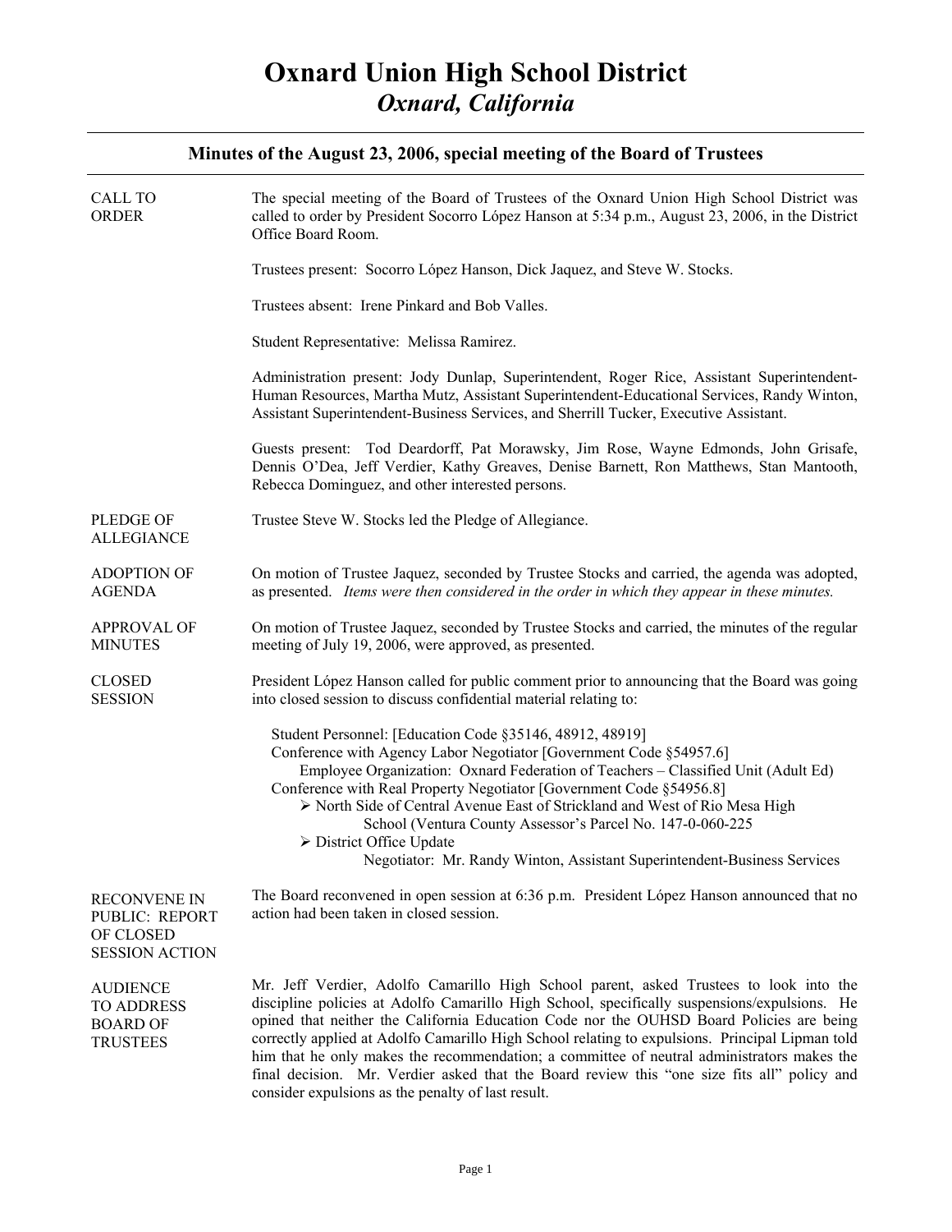# Oxnard Union High School District

## *Oxnard, California*

---

### Minutes of the August 23, 2006, special meeting of the Board of Trustees

---

**CALL TO ORDER**

The special meeting of the Board of Trustees of the Oxnard Union High School District was called to order by President Socorro López Hanson at 5:34 p.m., August 23, 2006, in the District Office Board Room.

Trustees present: Socorro López Hanson, Dick Jaquez, and Steve W. Stocks.

Trustees absent: Irene Pinkard and Bob Valles.

Student Representative: Melissa Ramirez.

Administration present: Jody Dunlap, Superintendent, Roger Rice, Assistant Superintendent-Human Resources, Martha Mutz, Assistant Superintendent-Educational Services, Randy Winton, Assistant Superintendent-Business Services, and Sherrill Tucker, Executive Assistant.

Guests present: Tod Deardorff, Pat Morawsky, Jim Rose, Wayne Edmonds, John Grisafe, Dennis O'Dea, Jeff Verdier, Kathy Greaves, Denise Barnett, Ron Matthews, Stan Mantooth, Rebecca Dominguez, and other interested persons.

**PLEDGE OF ALLEGIANCE**

Trustee Steve W. Stocks led the Pledge of Allegiance.

**ADOPTION OF AGENDA**

On motion of Trustee Jaquez, seconded by Trustee Stocks and carried, the agenda was adopted, as presented. *Items were then considered in the order in which they appear in these minutes.*

**APPROVAL OF MINUTES**

On motion of Trustee Jaquez, seconded by Trustee Stocks and carried, the minutes of the regular meeting of July 19, 2006, were approved, as presented.

**CLOSED SESSION**

President López Hanson called for public comment prior to announcing that the Board was going into closed session to discuss confidential material relating to:

Student Personnel: [Education Code §35146, 48912, 48919]
Conference with Agency Labor Negotiator [Government Code §54957.6]
  Employee Organization: Oxnard Federation of Teachers – Classified Unit (Adult Ed)
Conference with Real Property Negotiator [Government Code §54956.8]
- North Side of Central Avenue East of Strickland and West of Rio Mesa High School (Ventura County Assessor's Parcel No. 147-0-060-225
- District Office Update
  Negotiator: Mr. Randy Winton, Assistant Superintendent-Business Services

**RECONVENE IN PUBLIC: REPORT OF CLOSED SESSION ACTION**

The Board reconvened in open session at 6:36 p.m. President López Hanson announced that no action had been taken in closed session.

**AUDIENCE TO ADDRESS BOARD OF TRUSTEES**

Mr. Jeff Verdier, Adolfo Camarillo High School parent, asked Trustees to look into the discipline policies at Adolfo Camarillo High School, specifically suspensions/expulsions. He opined that neither the California Education Code nor the OUHSD Board Policies are being correctly applied at Adolfo Camarillo High School relating to expulsions. Principal Lipman told him that he only makes the recommendation; a committee of neutral administrators makes the final decision. Mr. Verdier asked that the Board review this "one size fits all" policy and consider expulsions as the penalty of last result.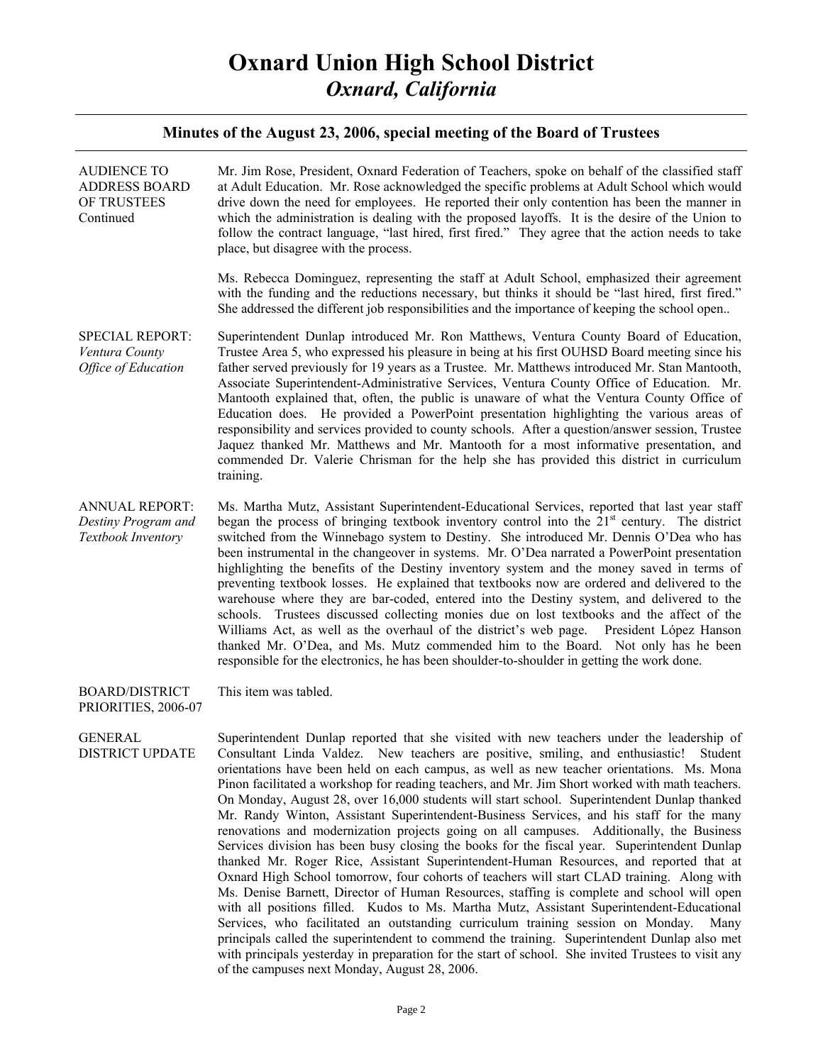# Oxnard Union High School District
## *Oxnard, California*

### Minutes of the August 23, 2006, special meeting of the Board of Trustees

**AUDIENCE TO ADDRESS BOARD OF TRUSTEES Continued**

Mr. Jim Rose, President, Oxnard Federation of Teachers, spoke on behalf of the classified staff at Adult Education. Mr. Rose acknowledged the specific problems at Adult School which would drive down the need for employees. He reported their only contention has been the manner in which the administration is dealing with the proposed layoffs. It is the desire of the Union to follow the contract language, "last hired, first fired." They agree that the action needs to take place, but disagree with the process.

Ms. Rebecca Dominguez, representing the staff at Adult School, emphasized their agreement with the funding and the reductions necessary, but thinks it should be "last hired, first fired." She addressed the different job responsibilities and the importance of keeping the school open..

**SPECIAL REPORT:** *Ventura County Office of Education*

Superintendent Dunlap introduced Mr. Ron Matthews, Ventura County Board of Education, Trustee Area 5, who expressed his pleasure in being at his first OUHSD Board meeting since his father served previously for 19 years as a Trustee. Mr. Matthews introduced Mr. Stan Mantooth, Associate Superintendent-Administrative Services, Ventura County Office of Education. Mr. Mantooth explained that, often, the public is unaware of what the Ventura County Office of Education does. He provided a PowerPoint presentation highlighting the various areas of responsibility and services provided to county schools. After a question/answer session, Trustee Jaquez thanked Mr. Matthews and Mr. Mantooth for a most informative presentation, and commended Dr. Valerie Chrisman for the help she has provided this district in curriculum training.

**ANNUAL REPORT:** *Destiny Program and Textbook Inventory*

Ms. Martha Mutz, Assistant Superintendent-Educational Services, reported that last year staff began the process of bringing textbook inventory control into the 21st century. The district switched from the Winnebago system to Destiny. She introduced Mr. Dennis O'Dea who has been instrumental in the changeover in systems. Mr. O'Dea narrated a PowerPoint presentation highlighting the benefits of the Destiny inventory system and the money saved in terms of preventing textbook losses. He explained that textbooks now are ordered and delivered to the warehouse where they are bar-coded, entered into the Destiny system, and delivered to the schools. Trustees discussed collecting monies due on lost textbooks and the affect of the Williams Act, as well as the overhaul of the district's web page. President López Hanson thanked Mr. O'Dea, and Ms. Mutz commended him to the Board. Not only has he been responsible for the electronics, he has been shoulder-to-shoulder in getting the work done.

**BOARD/DISTRICT PRIORITIES, 2006-07**

This item was tabled.

**GENERAL DISTRICT UPDATE**

Superintendent Dunlap reported that she visited with new teachers under the leadership of Consultant Linda Valdez. New teachers are positive, smiling, and enthusiastic! Student orientations have been held on each campus, as well as new teacher orientations. Ms. Mona Pinon facilitated a workshop for reading teachers, and Mr. Jim Short worked with math teachers. On Monday, August 28, over 16,000 students will start school. Superintendent Dunlap thanked Mr. Randy Winton, Assistant Superintendent-Business Services, and his staff for the many renovations and modernization projects going on all campuses. Additionally, the Business Services division has been busy closing the books for the fiscal year. Superintendent Dunlap thanked Mr. Roger Rice, Assistant Superintendent-Human Resources, and reported that at Oxnard High School tomorrow, four cohorts of teachers will start CLAD training. Along with Ms. Denise Barnett, Director of Human Resources, staffing is complete and school will open with all positions filled. Kudos to Ms. Martha Mutz, Assistant Superintendent-Educational Services, who facilitated an outstanding curriculum training session on Monday. Many principals called the superintendent to commend the training. Superintendent Dunlap also met with principals yesterday in preparation for the start of school. She invited Trustees to visit any of the campuses next Monday, August 28, 2006.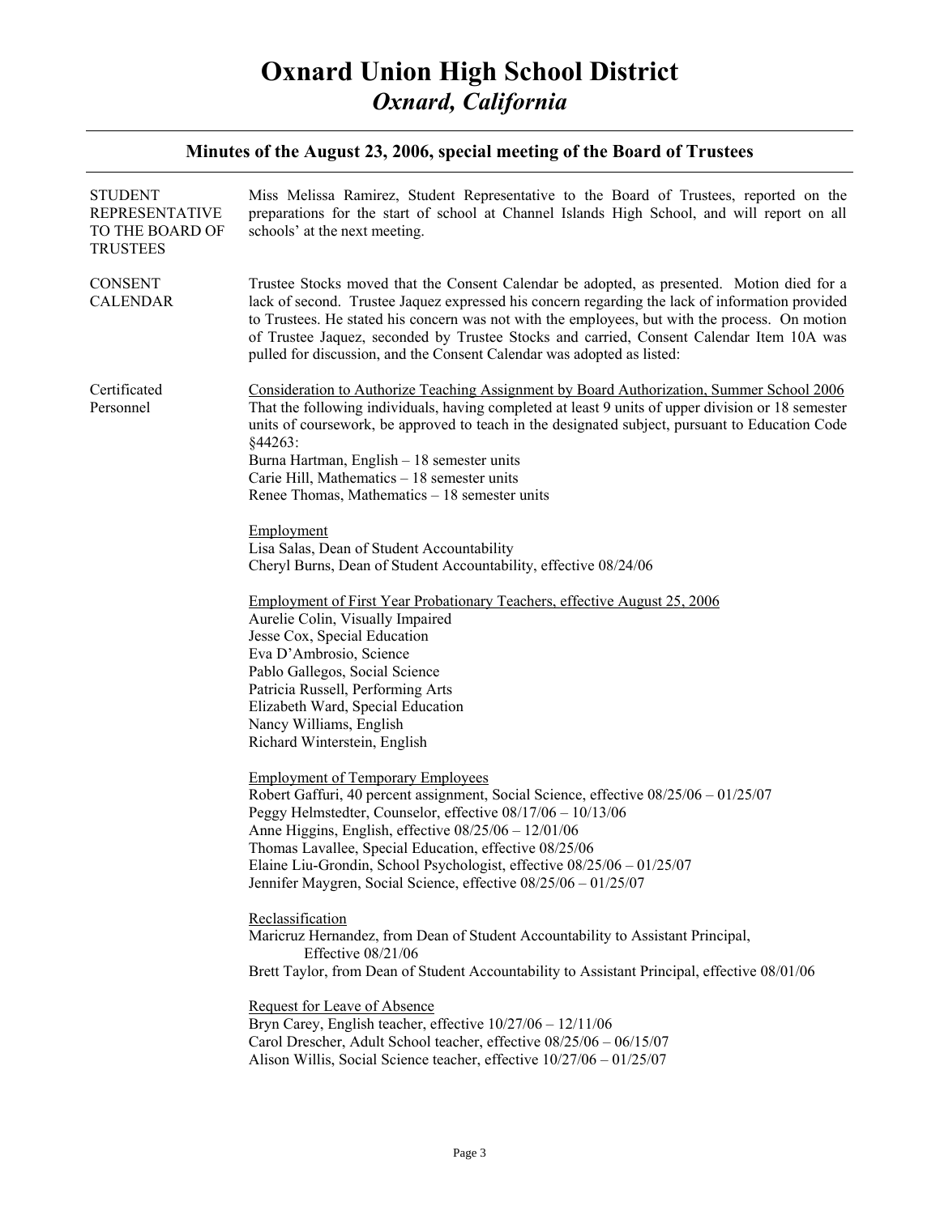# Oxnard Union High School District
## *Oxnard, California*

### Minutes of the August 23, 2006, special meeting of the Board of Trustees

**STUDENT REPRESENTATIVE TO THE BOARD OF TRUSTEES**

Miss Melissa Ramirez, Student Representative to the Board of Trustees, reported on the preparations for the start of school at Channel Islands High School, and will report on all schools' at the next meeting.

**CONSENT CALENDAR**

Trustee Stocks moved that the Consent Calendar be adopted, as presented. Motion died for a lack of second. Trustee Jaquez expressed his concern regarding the lack of information provided to Trustees. He stated his concern was not with the employees, but with the process. On motion of Trustee Jaquez, seconded by Trustee Stocks and carried, Consent Calendar Item 10A was pulled for discussion, and the Consent Calendar was adopted as listed:

**Certificated Personnel**

Consideration to Authorize Teaching Assignment by Board Authorization, Summer School 2006
That the following individuals, having completed at least 9 units of upper division or 18 semester units of coursework, be approved to teach in the designated subject, pursuant to Education Code §44263:
Burna Hartman, English – 18 semester units
Carie Hill, Mathematics – 18 semester units
Renee Thomas, Mathematics – 18 semester units

Employment
Lisa Salas, Dean of Student Accountability
Cheryl Burns, Dean of Student Accountability, effective 08/24/06

Employment of First Year Probationary Teachers, effective August 25, 2006
Aurelie Colin, Visually Impaired
Jesse Cox, Special Education
Eva D'Ambrosio, Science
Pablo Gallegos, Social Science
Patricia Russell, Performing Arts
Elizabeth Ward, Special Education
Nancy Williams, English
Richard Winterstein, English

Employment of Temporary Employees
Robert Gaffuri, 40 percent assignment, Social Science, effective 08/25/06 – 01/25/07
Peggy Helmstedter, Counselor, effective 08/17/06 – 10/13/06
Anne Higgins, English, effective 08/25/06 – 12/01/06
Thomas Lavallee, Special Education, effective 08/25/06
Elaine Liu-Grondin, School Psychologist, effective 08/25/06 – 01/25/07
Jennifer Maygren, Social Science, effective 08/25/06 – 01/25/07

Reclassification
Maricruz Hernandez, from Dean of Student Accountability to Assistant Principal, Effective 08/21/06
Brett Taylor, from Dean of Student Accountability to Assistant Principal, effective 08/01/06

Request for Leave of Absence
Bryn Carey, English teacher, effective 10/27/06 – 12/11/06
Carol Drescher, Adult School teacher, effective 08/25/06 – 06/15/07
Alison Willis, Social Science teacher, effective 10/27/06 – 01/25/07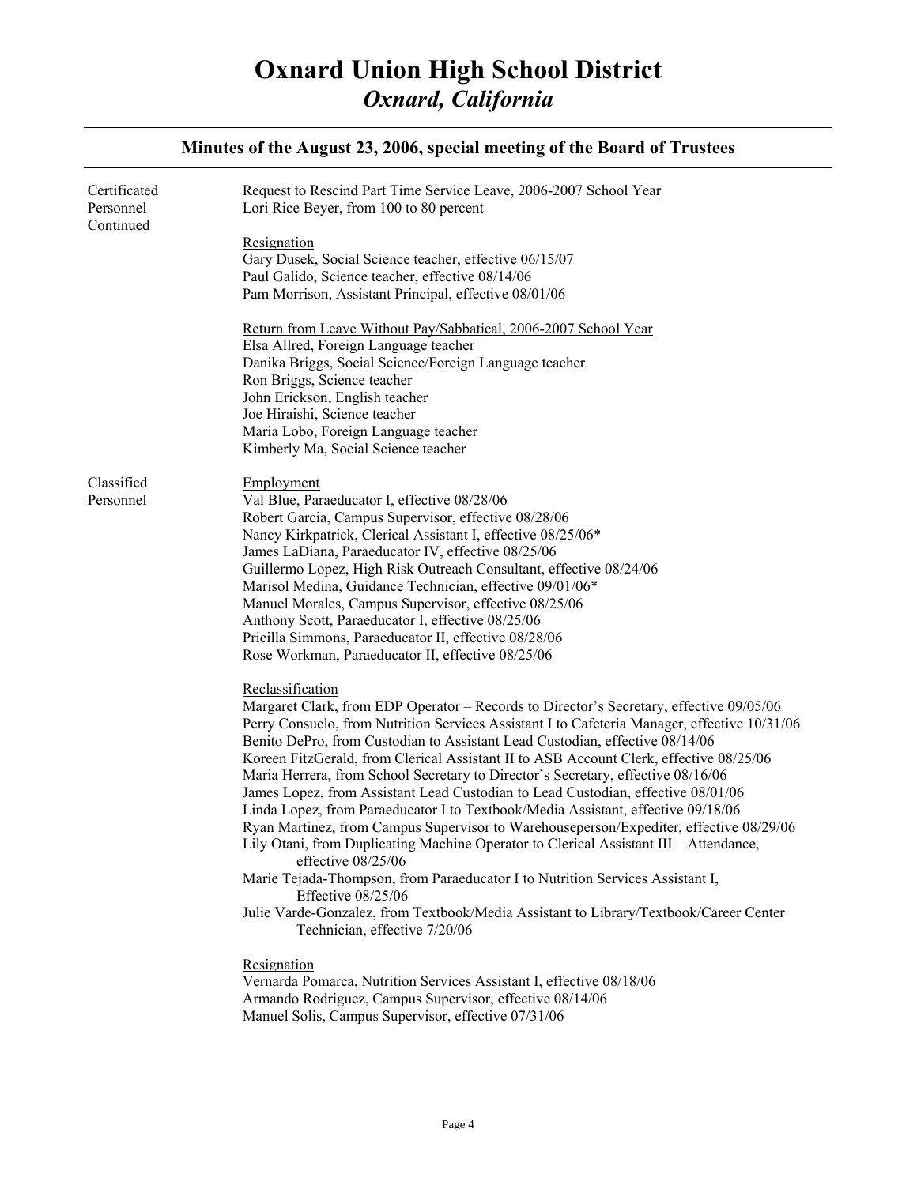# Oxnard Union High School District

## *Oxnard, California*

### Minutes of the August 23, 2006, special meeting of the Board of Trustees

**Certificated Personnel Continued**

Request to Rescind Part Time Service Leave, 2006-2007 School Year

Lori Rice Beyer, from 100 to 80 percent

Resignation

Gary Dusek, Social Science teacher, effective 06/15/07
Paul Galido, Science teacher, effective 08/14/06
Pam Morrison, Assistant Principal, effective 08/01/06

Return from Leave Without Pay/Sabbatical, 2006-2007 School Year

Elsa Allred, Foreign Language teacher
Danika Briggs, Social Science/Foreign Language teacher
Ron Briggs, Science teacher
John Erickson, English teacher
Joe Hiraishi, Science teacher
Maria Lobo, Foreign Language teacher
Kimberly Ma, Social Science teacher

**Classified Personnel**

Employment

Val Blue, Paraeducator I, effective 08/28/06
Robert Garcia, Campus Supervisor, effective 08/28/06
Nancy Kirkpatrick, Clerical Assistant I, effective 08/25/06*
James LaDiana, Paraeducator IV, effective 08/25/06
Guillermo Lopez, High Risk Outreach Consultant, effective 08/24/06
Marisol Medina, Guidance Technician, effective 09/01/06*
Manuel Morales, Campus Supervisor, effective 08/25/06
Anthony Scott, Paraeducator I, effective 08/25/06
Pricilla Simmons, Paraeducator II, effective 08/28/06
Rose Workman, Paraeducator II, effective 08/25/06

Reclassification

Margaret Clark, from EDP Operator – Records to Director's Secretary, effective 09/05/06
Perry Consuelo, from Nutrition Services Assistant I to Cafeteria Manager, effective 10/31/06
Benito DePro, from Custodian to Assistant Lead Custodian, effective 08/14/06
Koreen FitzGerald, from Clerical Assistant II to ASB Account Clerk, effective 08/25/06
Maria Herrera, from School Secretary to Director's Secretary, effective 08/16/06
James Lopez, from Assistant Lead Custodian to Lead Custodian, effective 08/01/06
Linda Lopez, from Paraeducator I to Textbook/Media Assistant, effective 09/18/06
Ryan Martinez, from Campus Supervisor to Warehouseperson/Expediter, effective 08/29/06
Lily Otani, from Duplicating Machine Operator to Clerical Assistant III – Attendance, effective 08/25/06
Marie Tejada-Thompson, from Paraeducator I to Nutrition Services Assistant I, Effective 08/25/06
Julie Varde-Gonzalez, from Textbook/Media Assistant to Library/Textbook/Career Center Technician, effective 7/20/06

Resignation

Vernarda Pomarca, Nutrition Services Assistant I, effective 08/18/06
Armando Rodriguez, Campus Supervisor, effective 08/14/06
Manuel Solis, Campus Supervisor, effective 07/31/06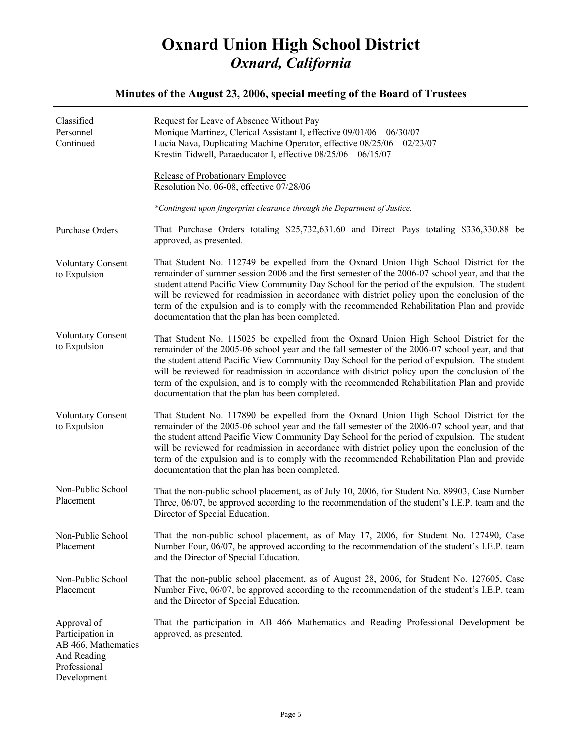# Oxnard Union High School District
## *Oxnard, California*

### Minutes of the August 23, 2006, special meeting of the Board of Trustees

**Classified Personnel Continued**

Request for Leave of Absence Without Pay
Monique Martinez, Clerical Assistant I, effective 09/01/06 – 06/30/07
Lucia Nava, Duplicating Machine Operator, effective 08/25/06 – 02/23/07
Krestin Tidwell, Paraeducator I, effective 08/25/06 – 06/15/07

Release of Probationary Employee
Resolution No. 06-08, effective 07/28/06

*\*Contingent upon fingerprint clearance through the Department of Justice.*

**Purchase Orders**

That Purchase Orders totaling $25,732,631.60 and Direct Pays totaling $336,330.88 be approved, as presented.

**Voluntary Consent to Expulsion**

That Student No. 112749 be expelled from the Oxnard Union High School District for the remainder of summer session 2006 and the first semester of the 2006-07 school year, and that the student attend Pacific View Community Day School for the period of the expulsion. The student will be reviewed for readmission in accordance with district policy upon the conclusion of the term of the expulsion and is to comply with the recommended Rehabilitation Plan and provide documentation that the plan has been completed.

**Voluntary Consent to Expulsion**

That Student No. 115025 be expelled from the Oxnard Union High School District for the remainder of the 2005-06 school year and the fall semester of the 2006-07 school year, and that the student attend Pacific View Community Day School for the period of expulsion. The student will be reviewed for readmission in accordance with district policy upon the conclusion of the term of the expulsion, and is to comply with the recommended Rehabilitation Plan and provide documentation that the plan has been completed.

**Voluntary Consent to Expulsion**

That Student No. 117890 be expelled from the Oxnard Union High School District for the remainder of the 2005-06 school year and the fall semester of the 2006-07 school year, and that the student attend Pacific View Community Day School for the period of expulsion. The student will be reviewed for readmission in accordance with district policy upon the conclusion of the term of the expulsion and is to comply with the recommended Rehabilitation Plan and provide documentation that the plan has been completed.

**Non-Public School Placement**

That the non-public school placement, as of July 10, 2006, for Student No. 89903, Case Number Three, 06/07, be approved according to the recommendation of the student's I.E.P. team and the Director of Special Education.

**Non-Public School Placement**

That the non-public school placement, as of May 17, 2006, for Student No. 127490, Case Number Four, 06/07, be approved according to the recommendation of the student's I.E.P. team and the Director of Special Education.

**Non-Public School Placement**

That the non-public school placement, as of August 28, 2006, for Student No. 127605, Case Number Five, 06/07, be approved according to the recommendation of the student's I.E.P. team and the Director of Special Education.

**Approval of Participation in AB 466, Mathematics And Reading Professional Development**

That the participation in AB 466 Mathematics and Reading Professional Development be approved, as presented.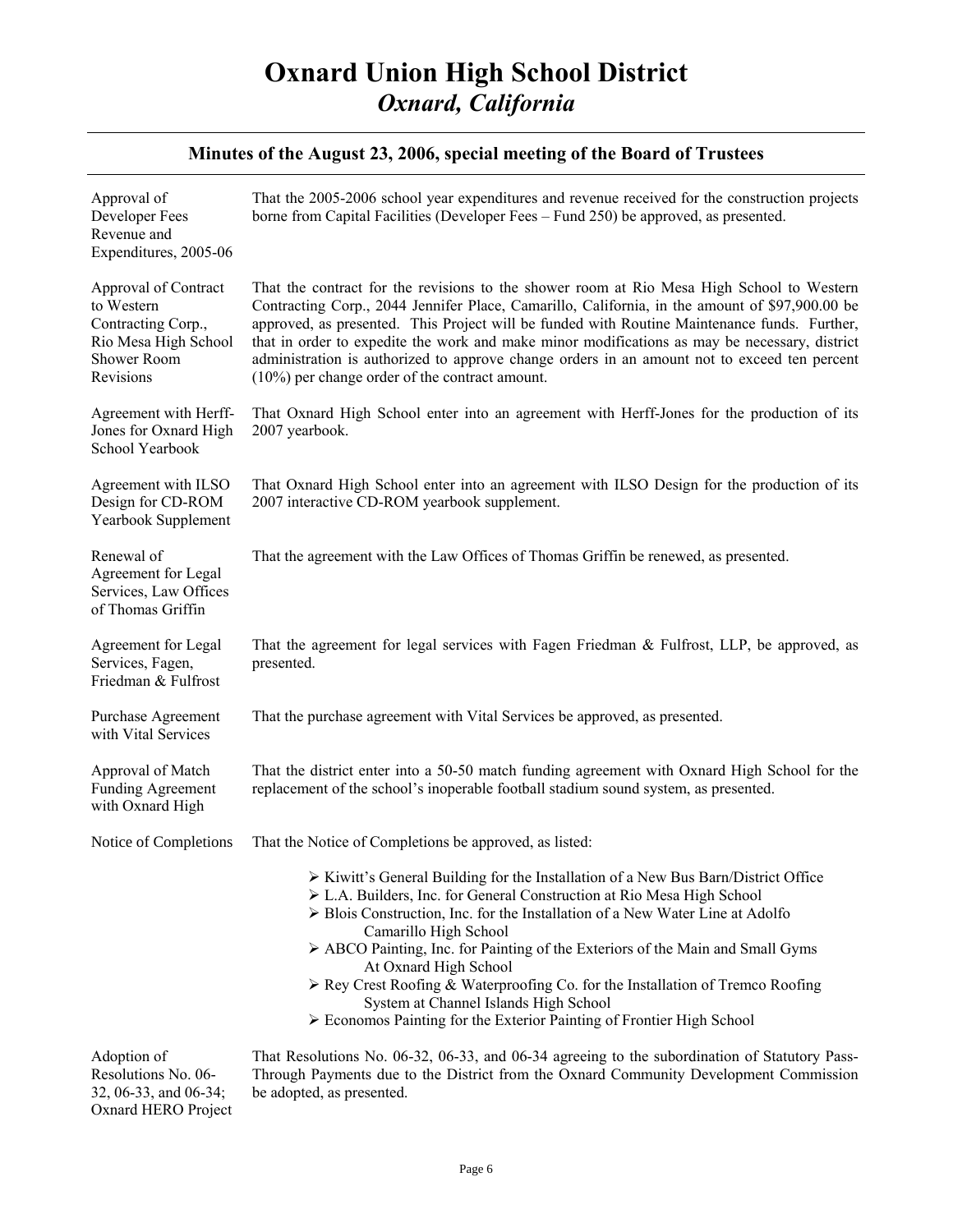# Oxnard Union High School District
## *Oxnard, California*

### Minutes of the August 23, 2006, special meeting of the Board of Trustees

| | |
|---|---|
| Approval of Developer Fees Revenue and Expenditures, 2005-06 | That the 2005-2006 school year expenditures and revenue received for the construction projects borne from Capital Facilities (Developer Fees – Fund 250) be approved, as presented. |
| Approval of Contract to Western Contracting Corp., Rio Mesa High School Shower Room Revisions | That the contract for the revisions to the shower room at Rio Mesa High School to Western Contracting Corp., 2044 Jennifer Place, Camarillo, California, in the amount of $97,900.00 be approved, as presented. This Project will be funded with Routine Maintenance funds. Further, that in order to expedite the work and make minor modifications as may be necessary, district administration is authorized to approve change orders in an amount not to exceed ten percent (10%) per change order of the contract amount. |
| Agreement with Herff-Jones for Oxnard High School Yearbook | That Oxnard High School enter into an agreement with Herff-Jones for the production of its 2007 yearbook. |
| Agreement with ILSO Design for CD-ROM Yearbook Supplement | That Oxnard High School enter into an agreement with ILSO Design for the production of its 2007 interactive CD-ROM yearbook supplement. |
| Renewal of Agreement for Legal Services, Law Offices of Thomas Griffin | That the agreement with the Law Offices of Thomas Griffin be renewed, as presented. |
| Agreement for Legal Services, Fagen, Friedman & Fulfrost | That the agreement for legal services with Fagen Friedman & Fulfrost, LLP, be approved, as presented. |
| Purchase Agreement with Vital Services | That the purchase agreement with Vital Services be approved, as presented. |
| Approval of Match Funding Agreement with Oxnard High | That the district enter into a 50-50 match funding agreement with Oxnard High School for the replacement of the school's inoperable football stadium sound system, as presented. |
| Notice of Completions | That the Notice of Completions be approved, as listed: |

- Kiwitt's General Building for the Installation of a New Bus Barn/District Office
- L.A. Builders, Inc. for General Construction at Rio Mesa High School
- Blois Construction, Inc. for the Installation of a New Water Line at Adolfo Camarillo High School
- ABCO Painting, Inc. for Painting of the Exteriors of the Main and Small Gyms At Oxnard High School
- Rey Crest Roofing & Waterproofing Co. for the Installation of Tremco Roofing System at Channel Islands High School
- Economos Painting for the Exterior Painting of Frontier High School

| | |
|---|---|
| Adoption of Resolutions No. 06-32, 06-33, and 06-34; Oxnard HERO Project | That Resolutions No. 06-32, 06-33, and 06-34 agreeing to the subordination of Statutory Pass-Through Payments due to the District from the Oxnard Community Development Commission be adopted, as presented. |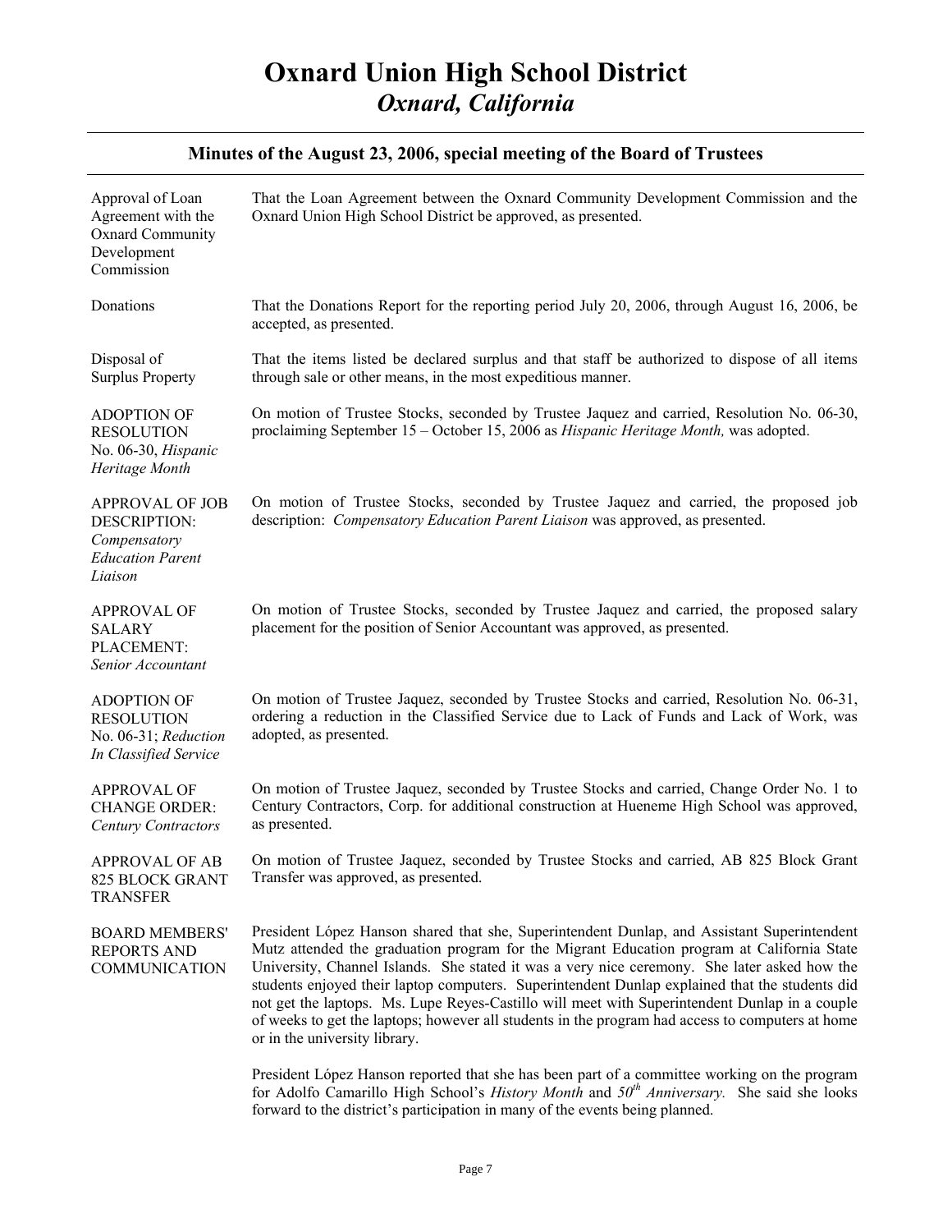# Oxnard Union High School District

## *Oxnard, California*

### Minutes of the August 23, 2006, special meeting of the Board of Trustees

| | |
|---|---|
| Approval of Loan Agreement with the Oxnard Community Development Commission | That the Loan Agreement between the Oxnard Community Development Commission and the Oxnard Union High School District be approved, as presented. |
| Donations | That the Donations Report for the reporting period July 20, 2006, through August 16, 2006, be accepted, as presented. |
| Disposal of Surplus Property | That the items listed be declared surplus and that staff be authorized to dispose of all items through sale or other means, in the most expeditious manner. |
| ADOPTION OF RESOLUTION No. 06-30, *Hispanic Heritage Month* | On motion of Trustee Stocks, seconded by Trustee Jaquez and carried, Resolution No. 06-30, proclaiming September 15 – October 15, 2006 as *Hispanic Heritage Month,* was adopted. |
| APPROVAL OF JOB DESCRIPTION: *Compensatory Education Parent Liaison* | On motion of Trustee Stocks, seconded by Trustee Jaquez and carried, the proposed job description: *Compensatory Education Parent Liaison* was approved, as presented. |
| APPROVAL OF SALARY PLACEMENT: *Senior Accountant* | On motion of Trustee Stocks, seconded by Trustee Jaquez and carried, the proposed salary placement for the position of Senior Accountant was approved, as presented. |
| ADOPTION OF RESOLUTION No. 06-31; *Reduction In Classified Service* | On motion of Trustee Jaquez, seconded by Trustee Stocks and carried, Resolution No. 06-31, ordering a reduction in the Classified Service due to Lack of Funds and Lack of Work, was adopted, as presented. |
| APPROVAL OF CHANGE ORDER: *Century Contractors* | On motion of Trustee Jaquez, seconded by Trustee Stocks and carried, Change Order No. 1 to Century Contractors, Corp. for additional construction at Hueneme High School was approved, as presented. |
| APPROVAL OF AB 825 BLOCK GRANT TRANSFER | On motion of Trustee Jaquez, seconded by Trustee Stocks and carried, AB 825 Block Grant Transfer was approved, as presented. |
| BOARD MEMBERS' REPORTS AND COMMUNICATION | President López Hanson shared that she, Superintendent Dunlap, and Assistant Superintendent Mutz attended the graduation program for the Migrant Education program at California State University, Channel Islands. She stated it was a very nice ceremony. She later asked how the students enjoyed their laptop computers. Superintendent Dunlap explained that the students did not get the laptops. Ms. Lupe Reyes-Castillo will meet with Superintendent Dunlap in a couple of weeks to get the laptops; however all students in the program had access to computers at home or in the university library. |
| | President López Hanson reported that she has been part of a committee working on the program for Adolfo Camarillo High School's *History Month* and *50th Anniversary.* She said she looks forward to the district's participation in many of the events being planned. |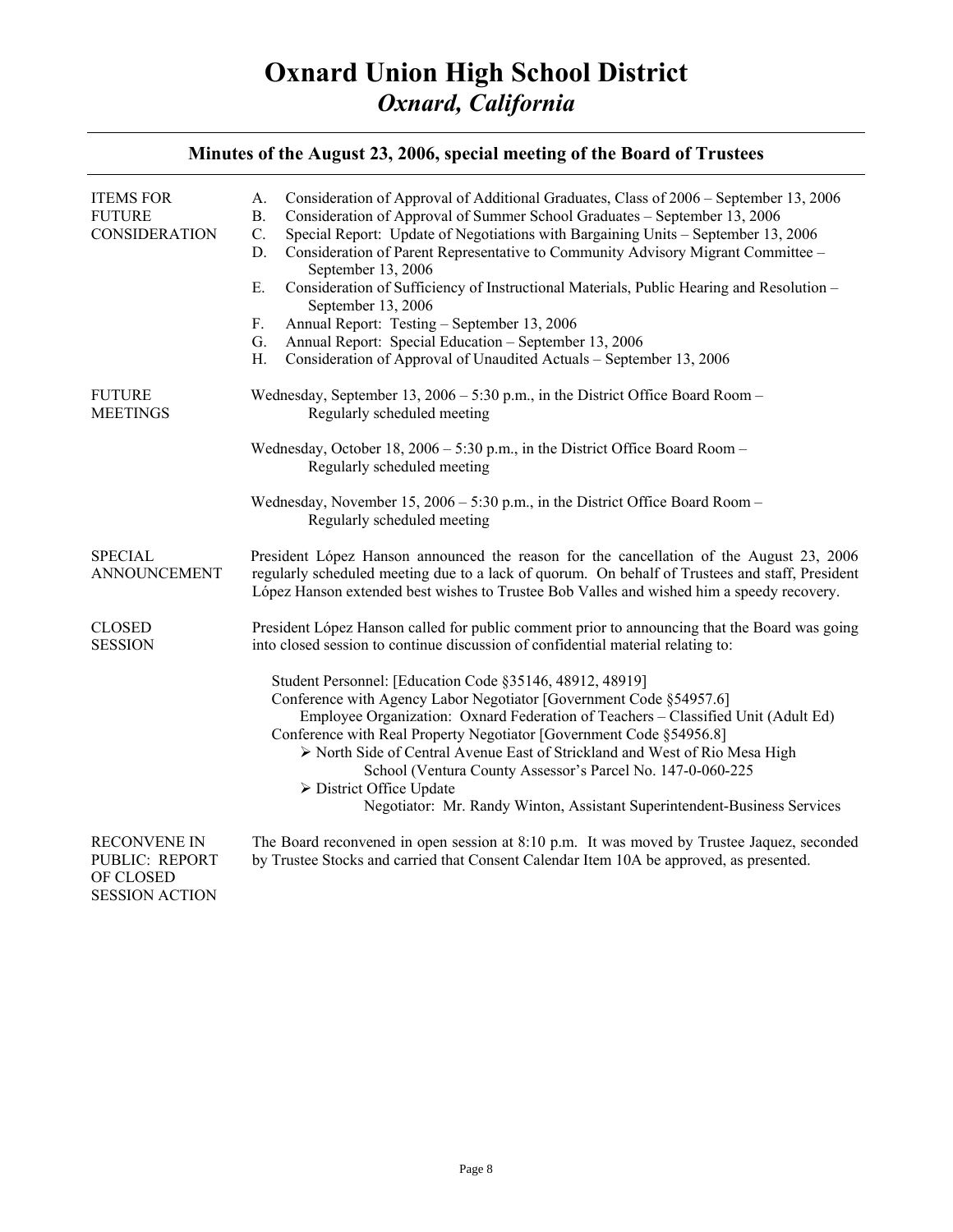# Oxnard Union High School District
## *Oxnard, California*

### Minutes of the August 23, 2006, special meeting of the Board of Trustees

**ITEMS FOR FUTURE CONSIDERATION**

A. Consideration of Approval of Additional Graduates, Class of 2006 – September 13, 2006
B. Consideration of Approval of Summer School Graduates – September 13, 2006
C. Special Report: Update of Negotiations with Bargaining Units – September 13, 2006
D. Consideration of Parent Representative to Community Advisory Migrant Committee – September 13, 2006
E. Consideration of Sufficiency of Instructional Materials, Public Hearing and Resolution – September 13, 2006
F. Annual Report: Testing – September 13, 2006
G. Annual Report: Special Education – September 13, 2006
H. Consideration of Approval of Unaudited Actuals – September 13, 2006

**FUTURE MEETINGS**

Wednesday, September 13, 2006 – 5:30 p.m., in the District Office Board Room – Regularly scheduled meeting

Wednesday, October 18, 2006 – 5:30 p.m., in the District Office Board Room – Regularly scheduled meeting

Wednesday, November 15, 2006 – 5:30 p.m., in the District Office Board Room – Regularly scheduled meeting

**SPECIAL ANNOUNCEMENT**

President López Hanson announced the reason for the cancellation of the August 23, 2006 regularly scheduled meeting due to a lack of quorum. On behalf of Trustees and staff, President López Hanson extended best wishes to Trustee Bob Valles and wished him a speedy recovery.

**CLOSED SESSION**

President López Hanson called for public comment prior to announcing that the Board was going into closed session to continue discussion of confidential material relating to:

Student Personnel: [Education Code §35146, 48912, 48919]
Conference with Agency Labor Negotiator [Government Code §54957.6]
Employee Organization: Oxnard Federation of Teachers – Classified Unit (Adult Ed)
Conference with Real Property Negotiator [Government Code §54956.8]

- North Side of Central Avenue East of Strickland and West of Rio Mesa High School (Ventura County Assessor's Parcel No. 147-0-060-225
- District Office Update
  Negotiator: Mr. Randy Winton, Assistant Superintendent-Business Services

**RECONVENE IN PUBLIC: REPORT OF CLOSED SESSION ACTION**

The Board reconvened in open session at 8:10 p.m. It was moved by Trustee Jaquez, seconded by Trustee Stocks and carried that Consent Calendar Item 10A be approved, as presented.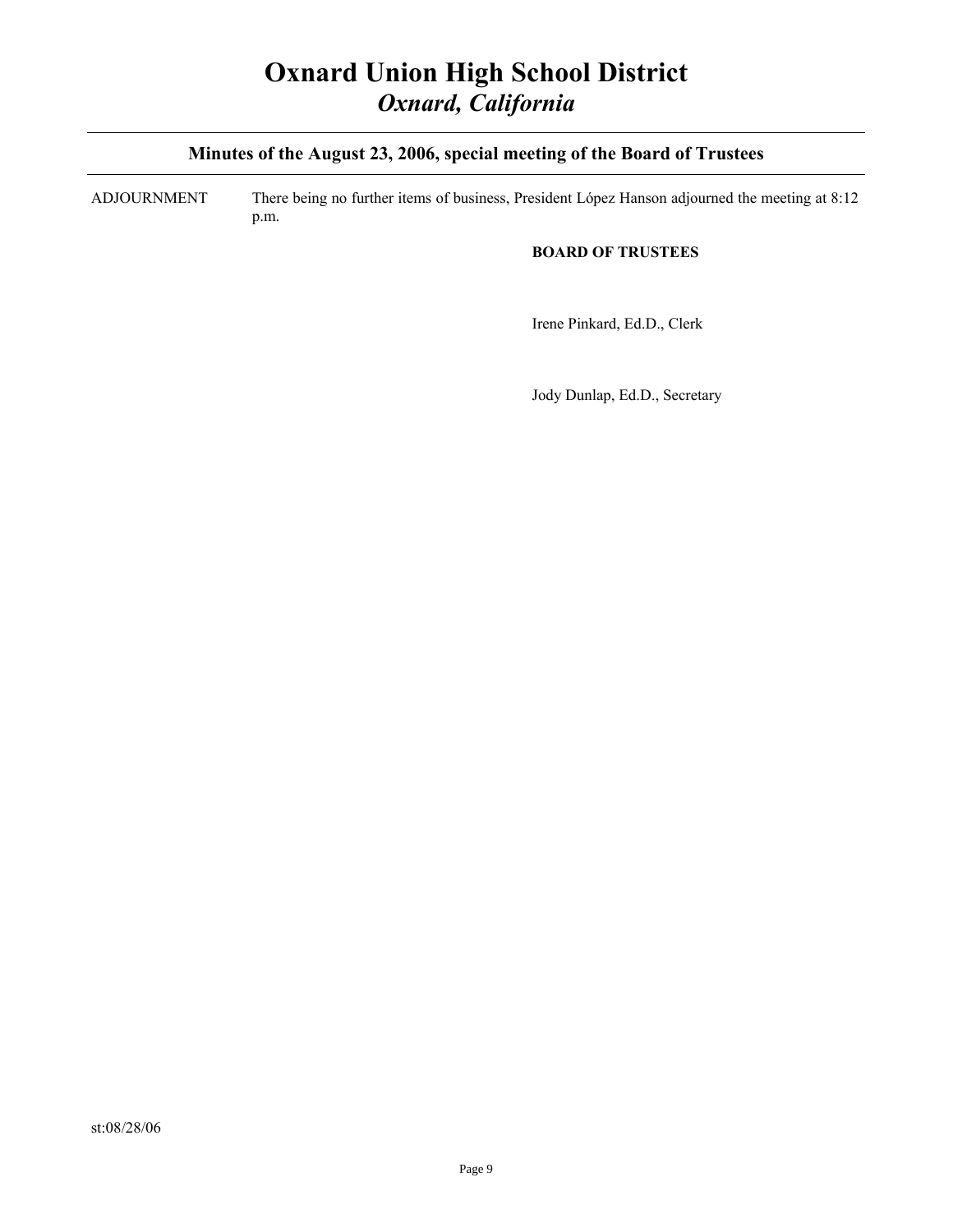# Oxnard Union High School District
## *Oxnard, California*

### Minutes of the August 23, 2006, special meeting of the Board of Trustees

ADJOURNMENT

There being no further items of business, President López Hanson adjourned the meeting at 8:12 p.m.

**BOARD OF TRUSTEES**

Irene Pinkard, Ed.D., Clerk

Jody Dunlap, Ed.D., Secretary

st:08/28/06